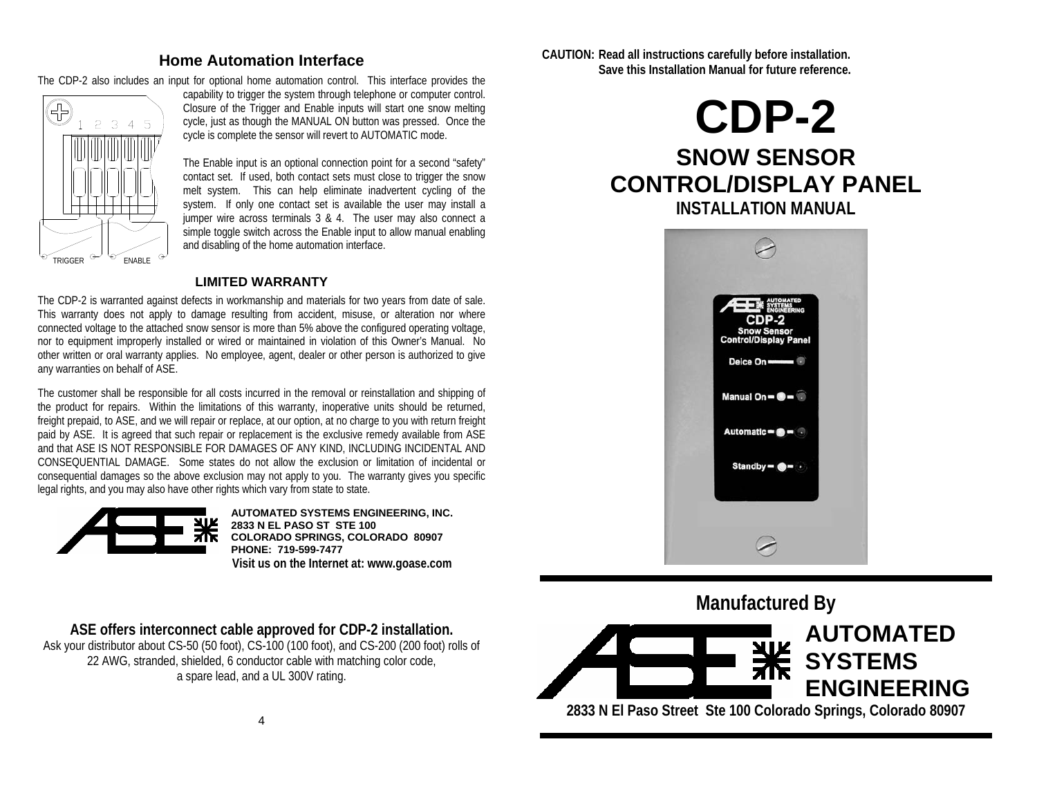## Home Automation Interface

The CDP-2 also includes an input for optional home automation control. This interface provides the capability to trigger the system through telephone or computer control. Closure of the Trigger and Enable inputs will start one snow melting cycle, just as though the MANUAL ON button was pressed. Once the cycle is complete the sensor will revert to AUTOMATIC mode.

The Enable input is an optional connection point for a second "safety" contact set. If used, both contact sets must close to trigger the snow melt system. This can help eliminate inadvertent cycling of the system. If only one contact set is available the user may install a jumper wire across terminals 3 & 4. The user may also connect a simple toggle switch across the Enable input to allow manual enabling and disabling of the home automation interface.

1 2 3 4 5

TRIGGER ENABLE

### LIMITED WARRANTY

The CDP-2 is warranted against defects in workmanship and materials for two years from date of sale. This warranty does not apply to damage resulting from accident, misuse, or alteration nor where connected voltage to the attached snow sensor is more than 5% above the configured operating voltage, nor to equipment improperly installed or wired or maintained in violation of this Owner's Manual. No other written or oral warranty applies. No employee, agent, dealer or other person is authorized to give any warranties on behalf of ASE.

The customer shall be responsible for all costs incurred in the removal or reinstallation and shipping of the product for repairs. Within the limitations of this warranty, inoperative units should be returned, freight prepaid, to ASE, and we will repair or replace, at our option, at no charge to you with return freight paid by ASE. It is agreed that such repair or replacement is the exclusive remedy available from ASE and that ASE IS NOT RESPONSIBLE FOR DAMAGES OF ANY KIND, INCLUDING INCIDENTAL AND CONSEQUENTIAL DAMAGE. Some states do not allow the exclusion or limitation of incidental or consequential damages so the above exclusion may not apply to you. The warranty gives you specific legal rights, and you may also have other rights which vary from state to state.

**AUTOMATED SYSTEMS ENGINEERING, INC.**
**2833 N EL PASO ST STE 100**
**COLORADO SPRINGS, COLORADO 80907**
**PHONE: 719-599-7477**
**Visit us on the Internet at: www.goase.com**

**ASE offers interconnect cable approved for CDP-2 installation.**

Ask your distributor about CS-50 (50 foot), CS-100 (100 foot), and CS-200 (200 foot) rolls of 22 AWG, stranded, shielded, 6 conductor cable with matching color code, a spare lead, and a UL 300V rating.

**CAUTION: Read all instructions carefully before installation. Save this Installation Manual for future reference.**

# CDP-2

## SNOW SENSOR CONTROL/DISPLAY PANEL

### INSTALLATION MANUAL

AUTOMATED SYSTEMS ENGINEERING
CDP-2
Snow Sensor Control/Display Panel
Deice On
Manual On
Automatic
Standby

**Manufactured By**

**AUTOMATED SYSTEMS ENGINEERING**

**2833 N El Paso Street Ste 100 Colorado Springs, Colorado 80907**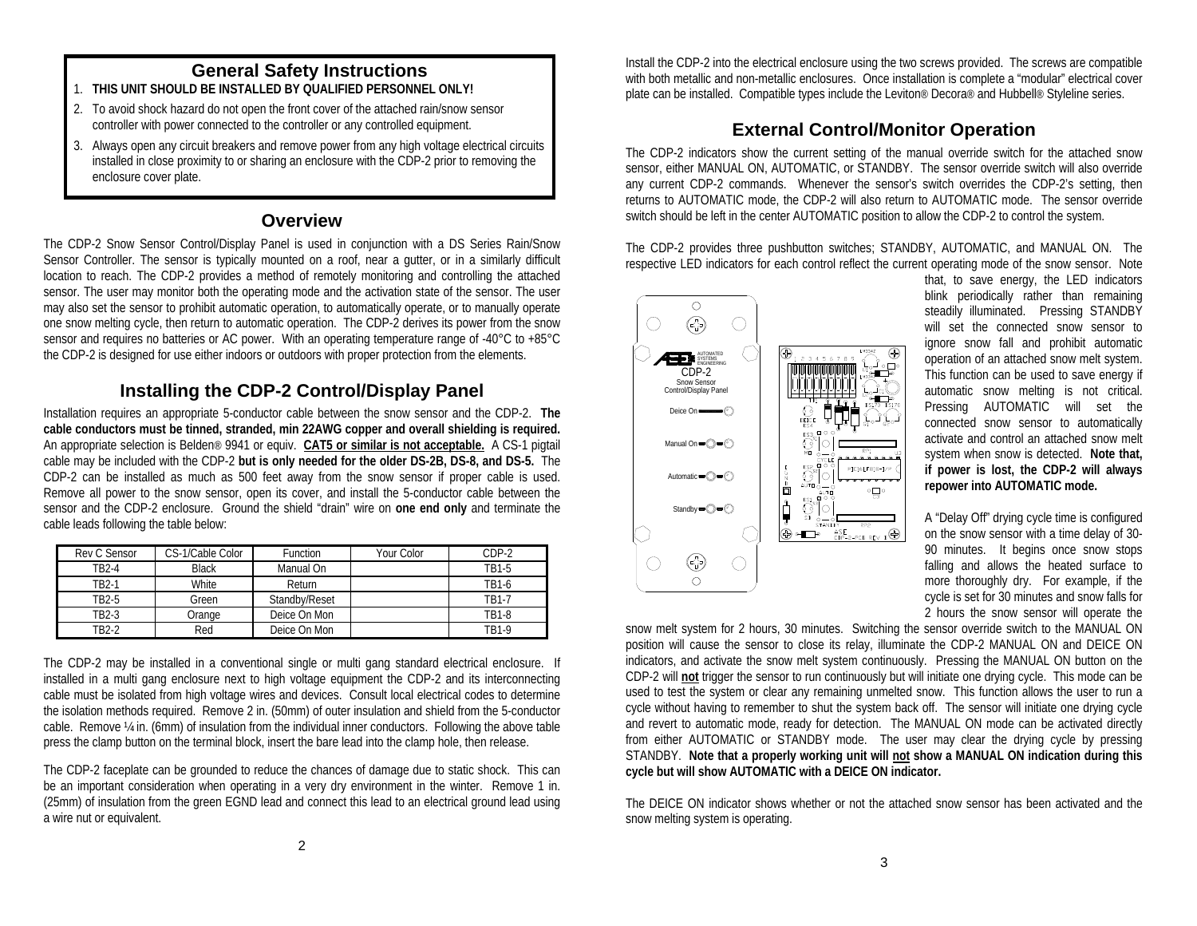## General Safety Instructions

1. **THIS UNIT SHOULD BE INSTALLED BY QUALIFIED PERSONNEL ONLY!**
2. To avoid shock hazard do not open the front cover of the attached rain/snow sensor controller with power connected to the controller or any controlled equipment.
3. Always open any circuit breakers and remove power from any high voltage electrical circuits installed in close proximity to or sharing an enclosure with the CDP-2 prior to removing the enclosure cover plate.

## Overview

The CDP-2 Snow Sensor Control/Display Panel is used in conjunction with a DS Series Rain/Snow Sensor Controller. The sensor is typically mounted on a roof, near a gutter, or in a similarly difficult location to reach. The CDP-2 provides a method of remotely monitoring and controlling the attached sensor. The user may monitor both the operating mode and the activation state of the sensor. The user may also set the sensor to prohibit automatic operation, to automatically operate, or to manually operate one snow melting cycle, then return to automatic operation. The CDP-2 derives its power from the snow sensor and requires no batteries or AC power. With an operating temperature range of -40°C to +85°C the CDP-2 is designed for use either indoors or outdoors with proper protection from the elements.

## Installing the CDP-2 Control/Display Panel

Installation requires an appropriate 5-conductor cable between the snow sensor and the CDP-2. **The cable conductors must be tinned, stranded, min 22AWG copper and overall shielding is required.** An appropriate selection is Belden® 9941 or equiv. **CAT5 or similar is not acceptable.** A CS-1 pigtail cable may be included with the CDP-2 **but is only needed for the older DS-2B, DS-8, and DS-5.** The CDP-2 can be installed as much as 500 feet away from the snow sensor if proper cable is used. Remove all power to the snow sensor, open its cover, and install the 5-conductor cable between the sensor and the CDP-2 enclosure. Ground the shield "drain" wire on **one end only** and terminate the cable leads following the table below:

| Rev C Sensor | CS-1/Cable Color | Function | Your Color | CDP-2 |
|---|---|---|---|---|
| TB2-4 | Black | Manual On | | TB1-5 |
| TB2-1 | White | Return | | TB1-6 |
| TB2-5 | Green | Standby/Reset | | TB1-7 |
| TB2-3 | Orange | Deice On Mon | | TB1-8 |
| TB2-2 | Red | Deice On Mon | | TB1-9 |

The CDP-2 may be installed in a conventional single or multi gang standard electrical enclosure. If installed in a multi gang enclosure next to high voltage equipment the CDP-2 and its interconnecting cable must be isolated from high voltage wires and devices. Consult local electrical codes to determine the isolation methods required. Remove 2 in. (50mm) of outer insulation and shield from the 5-conductor cable. Remove ¼ in. (6mm) of insulation from the individual inner conductors. Following the above table press the clamp button on the terminal block, insert the bare lead into the clamp hole, then release.

The CDP-2 faceplate can be grounded to reduce the chances of damage due to static shock. This can be an important consideration when operating in a very dry environment in the winter. Remove 1 in. (25mm) of insulation from the green EGND lead and connect this lead to an electrical ground lead using a wire nut or equivalent.

Install the CDP-2 into the electrical enclosure using the two screws provided. The screws are compatible with both metallic and non-metallic enclosures. Once installation is complete a "modular" electrical cover plate can be installed. Compatible types include the Leviton® Decora® and Hubbell® Styleline series.

## External Control/Monitor Operation

The CDP-2 indicators show the current setting of the manual override switch for the attached snow sensor, either MANUAL ON, AUTOMATIC, or STANDBY. The sensor override switch will also override any current CDP-2 commands. Whenever the sensor's switch overrides the CDP-2's setting, then returns to AUTOMATIC mode, the CDP-2 will also return to AUTOMATIC mode. The sensor override switch should be left in the center AUTOMATIC position to allow the CDP-2 to control the system.

The CDP-2 provides three pushbutton switches; STANDBY, AUTOMATIC, and MANUAL ON. The respective LED indicators for each control reflect the current operating mode of the snow sensor. Note that, to save energy, the LED indicators blink periodically rather than remaining steadily illuminated. Pressing STANDBY will set the connected snow sensor to ignore snow fall and prohibit automatic operation of an attached snow melt system. This function can be used to save energy if automatic snow melting is not critical. Pressing AUTOMATIC will set the connected snow sensor to automatically activate and control an attached snow melt system when snow is detected. **Note that, if power is lost, the CDP-2 will always repower into AUTOMATIC mode.**

AUTOMATED SYSTEMS ENGINEERING
CDP-2
Snow Sensor
Control/Display Panel
Deice On
Manual On
Automatic
Standby

A "Delay Off" drying cycle time is configured on the snow sensor with a time delay of 30-90 minutes. It begins once snow stops falling and allows the heated surface to more thoroughly dry. For example, if the cycle is set for 30 minutes and snow falls for 2 hours the snow sensor will operate the snow melt system for 2 hours, 30 minutes. Switching the sensor override switch to the MANUAL ON position will cause the sensor to close its relay, illuminate the CDP-2 MANUAL ON and DEICE ON indicators, and activate the snow melt system continuously. Pressing the MANUAL ON button on the CDP-2 will **not** trigger the sensor to run continuously but will initiate one drying cycle. This mode can be used to test the system or clear any remaining unmelted snow. This function allows the user to run a cycle without having to remember to shut the system back off. The sensor will initiate one drying cycle and revert to automatic mode, ready for detection. The MANUAL ON mode can be activated directly from either AUTOMATIC or STANDBY mode. The user may clear the drying cycle by pressing STANDBY. **Note that a properly working unit will not show a MANUAL ON indication during this cycle but will show AUTOMATIC with a DEICE ON indicator.**

The DEICE ON indicator shows whether or not the attached snow sensor has been activated and the snow melting system is operating.